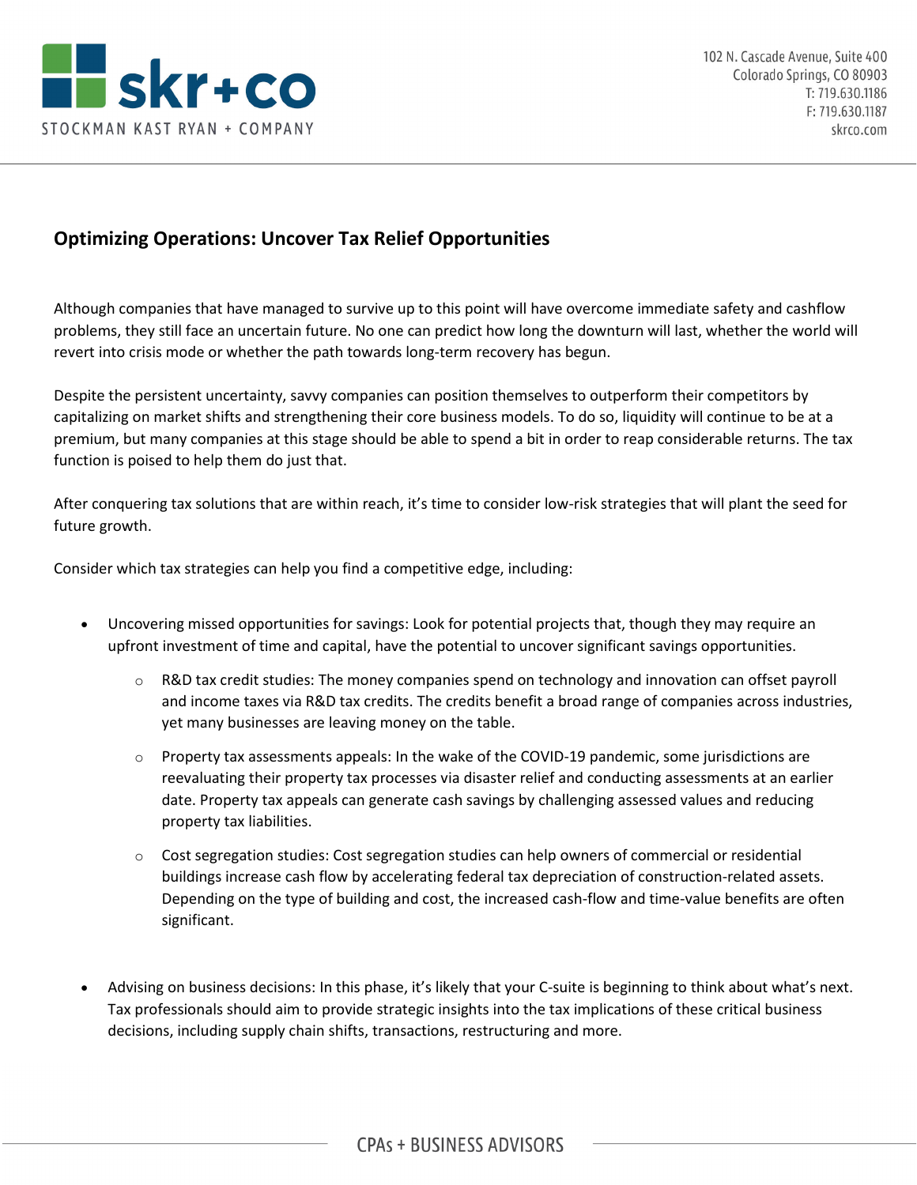# Optimizing Operations: Uncover Tax Relief Opportunities

Although companies that have managed to survive up to this point will have overcome immediate safety and cashflow problems, they still face an uncertain future. No one can predict how long the downturn will last, whether the world will revert into crisis mode or whether the path towards long-term recovery has begun.

Despite the persistent uncertainty, savvy companies can position themselves to outperform their competitors by capitalizing on market shifts and strengthening their core business models. To do so, liquidity will continue to be at a premium, but many companies at this stage should be able to spend a bit in order to reap considerable returns. The tax function is poised to help them do just that.

After conquering tax solutions that are within reach, it's time to consider low-risk strategies that will plant the seed for future growth.

Consider which tax strategies can help you find a competitive edge, including:

- Uncovering missed opportunities for savings: Look for potential projects that, though they may require an upfront investment of time and capital, have the potential to uncover significant savings opportunities.
  - R&D tax credit studies: The money companies spend on technology and innovation can offset payroll and income taxes via R&D tax credits. The credits benefit a broad range of companies across industries, yet many businesses are leaving money on the table.
  - Property tax assessments appeals: In the wake of the COVID-19 pandemic, some jurisdictions are reevaluating their property tax processes via disaster relief and conducting assessments at an earlier date. Property tax appeals can generate cash savings by challenging assessed values and reducing property tax liabilities.
  - Cost segregation studies: Cost segregation studies can help owners of commercial or residential buildings increase cash flow by accelerating federal tax depreciation of construction-related assets. Depending on the type of building and cost, the increased cash-flow and time-value benefits are often significant.

- Advising on business decisions: In this phase, it's likely that your C-suite is beginning to think about what's next. Tax professionals should aim to provide strategic insights into the tax implications of these critical business decisions, including supply chain shifts, transactions, restructuring and more.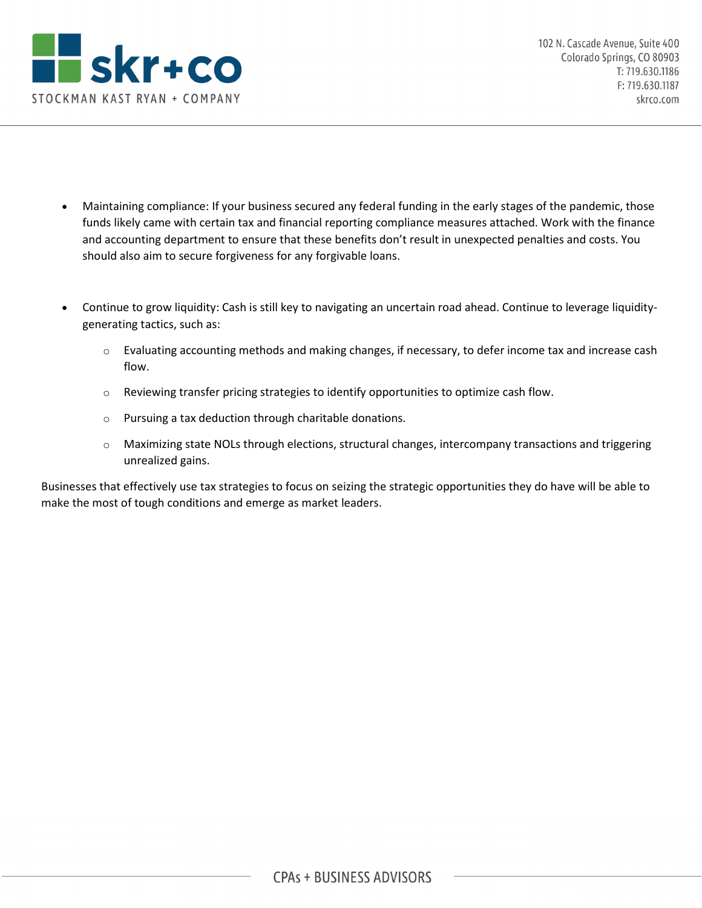- Maintaining compliance: If your business secured any federal funding in the early stages of the pandemic, those funds likely came with certain tax and financial reporting compliance measures attached. Work with the finance and accounting department to ensure that these benefits don't result in unexpected penalties and costs. You should also aim to secure forgiveness for any forgivable loans.

- Continue to grow liquidity: Cash is still key to navigating an uncertain road ahead. Continue to leverage liquidity-generating tactics, such as:
  - Evaluating accounting methods and making changes, if necessary, to defer income tax and increase cash flow.
  - Reviewing transfer pricing strategies to identify opportunities to optimize cash flow.
  - Pursuing a tax deduction through charitable donations.
  - Maximizing state NOLs through elections, structural changes, intercompany transactions and triggering unrealized gains.

Businesses that effectively use tax strategies to focus on seizing the strategic opportunities they do have will be able to make the most of tough conditions and emerge as market leaders.